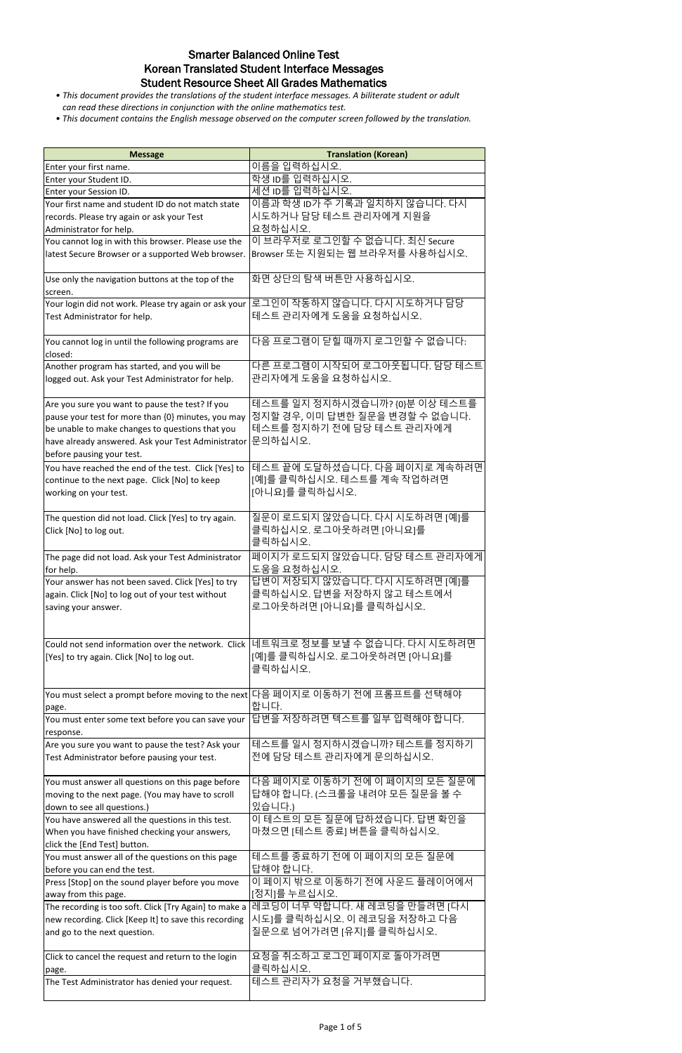# Smarter Balanced Online Test
## Korean Translated Student Interface Messages
## Student Resource Sheet All Grades Mathematics

- *This document provides the translations of the student interface messages. A biliterate student or adult can read these directions in conjunction with the online mathematics test.*
- *This document contains the English message observed on the computer screen followed by the translation.*

| Message | Translation (Korean) |
|---|---|
| Enter your first name. | 이름을 입력하십시오. |
| Enter your Student ID. | 학생 ID를 입력하십시오. |
| Enter your Session ID. | 세션 ID를 입력하십시오. |
| Your first name and student ID do not match state records. Please try again or ask your Test Administrator for help. | 이름과 학생 ID가 주 기록과 일치하지 않습니다. 다시 시도하거나 담당 테스트 관리자에게 지원을 요청하십시오. |
| You cannot log in with this browser. Please use the latest Secure Browser or a supported Web browser. | 이 브라우저로 로그인할 수 없습니다. 최신 Secure Browser 또는 지원되는 웹 브라우저를 사용하십시오. |
| Use only the navigation buttons at the top of the screen. | 화면 상단의 탐색 버튼만 사용하십시오. |
| Your login did not work. Please try again or ask your Test Administrator for help. | 로그인이 작동하지 않습니다. 다시 시도하거나 담당 테스트 관리자에게 도움을 요청하십시오. |
| You cannot log in until the following programs are closed: | 다음 프로그램이 닫힐 때까지 로그인할 수 없습니다: |
| Another program has started, and you will be logged out. Ask your Test Administrator for help. | 다른 프로그램이 시작되어 로그아웃됩니다. 담당 테스트 관리자에게 도움을 요청하십시오. |
| Are you sure you want to pause the test? If you pause your test for more than {0} minutes, you may be unable to make changes to questions that you have already answered. Ask your Test Administrator before pausing your test. | 테스트를 일지 정지하시겠습니까? {0}분 이상 테스트를 정지할 경우, 이미 답변한 질문을 변경할 수 없습니다. 테스트를 정지하기 전에 담당 테스트 관리자에게 문의하십시오. |
| You have reached the end of the test. Click [Yes] to continue to the next page. Click [No] to keep working on your test. | 테스트 끝에 도달하셨습니다. 다음 페이지로 계속하려면 [예]를 클릭하십시오. 테스트를 계속 작업하려면 [아니요]를 클릭하십시오. |
| The question did not load. Click [Yes] to try again. Click [No] to log out. | 질문이 로드되지 않았습니다. 다시 시도하려면 [예]를 클릭하십시오. 로그아웃하려면 [아니요]를 클릭하십시오. |
| The page did not load. Ask your Test Administrator for help. | 페이지가 로드되지 않았습니다. 담당 테스트 관리자에게 도움을 요청하십시오. |
| Your answer has not been saved. Click [Yes] to try again. Click [No] to log out of your test without saving your answer. | 답변이 저장되지 않았습니다. 다시 시도하려면 [예]를 클릭하십시오. 답변을 저장하지 않고 테스트에서 로그아웃하려면 [아니요]를 클릭하십시오. |
| Could not send information over the network. Click [Yes] to try again. Click [No] to log out. | 네트워크로 정보를 보낼 수 없습니다. 다시 시도하려면 [예]를 클릭하십시오. 로그아웃하려면 [아니요]를 클릭하십시오. |
| You must select a prompt before moving to the next page. | 다음 페이지로 이동하기 전에 프롬프트를 선택해야 합니다. |
| You must enter some text before you can save your response. | 답변을 저장하려면 텍스트를 일부 입력해야 합니다. |
| Are you sure you want to pause the test? Ask your Test Administrator before pausing your test. | 테스트를 일시 정지하시겠습니까? 테스트를 정지하기 전에 담당 테스트 관리자에게 문의하십시오. |
| You must answer all questions on this page before moving to the next page. (You may have to scroll down to see all questions.) | 다음 페이지로 이동하기 전에 이 페이지의 모든 질문에 답해야 합니다. (스크롤을 내려야 모든 질문을 볼 수 있습니다.) |
| You have answered all the questions in this test. When you have finished checking your answers, click the [End Test] button. | 이 테스트의 모든 질문에 답하셨습니다. 답변 확인을 마쳤으면 [테스트 종료] 버튼을 클릭하십시오. |
| You must answer all of the questions on this page before you can end the test. | 테스트를 종료하기 전에 이 페이지의 모든 질문에 답해야 합니다. |
| Press [Stop] on the sound player before you move away from this page. | 이 페이지 밖으로 이동하기 전에 사운드 플레이어에서 [정지]를 누르십시오. |
| The recording is too soft. Click [Try Again] to make a new recording. Click [Keep It] to save this recording and go to the next question. | 레코딩이 너무 약합니다. 새 레코딩을 만들려면 [다시 시도]를 클릭하십시오. 이 레코딩을 저장하고 다음 질문으로 넘어가려면 [유지]를 클릭하십시오. |
| Click to cancel the request and return to the login page. | 요청을 취소하고 로그인 페이지로 돌아가려면 클릭하십시오. |
| The Test Administrator has denied your request. | 테스트 관리자가 요청을 거부했습니다. |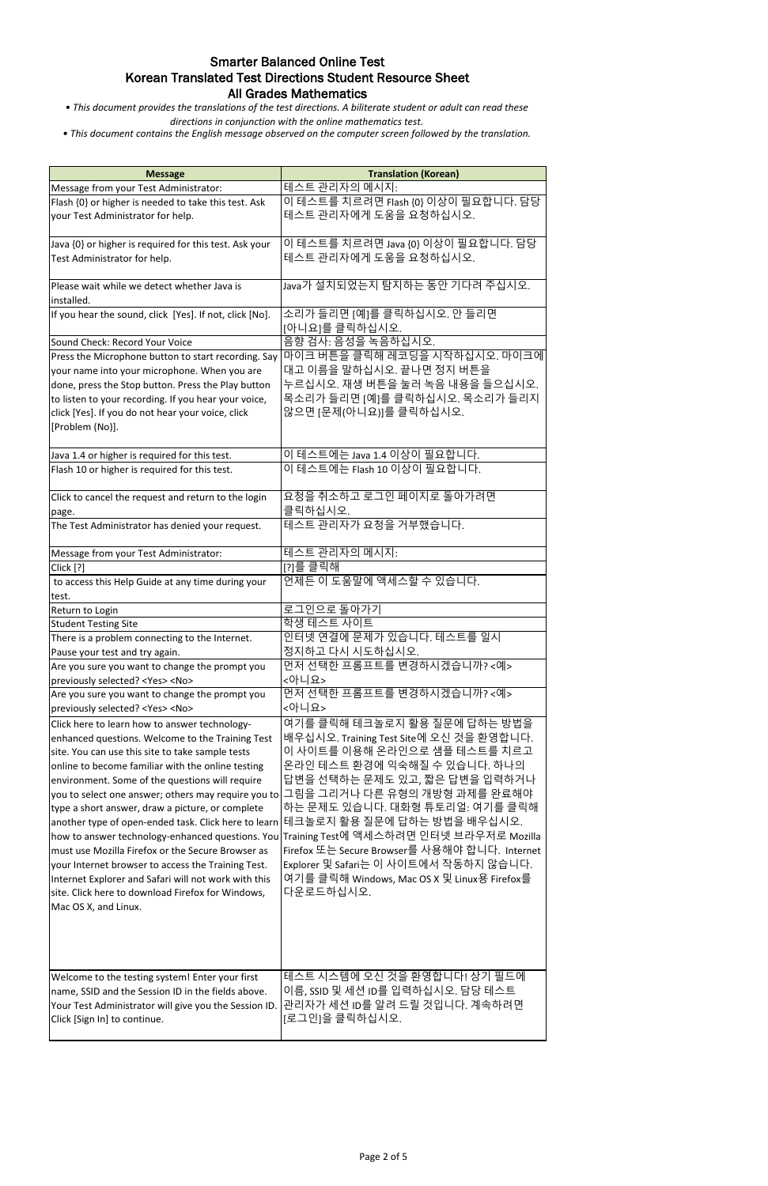# Smarter Balanced Online Test
## Korean Translated Test Directions Student Resource Sheet
## All Grades Mathematics

*• This document provides the translations of the test directions. A biliterate student or adult can read these directions in conjunction with the online mathematics test.*

*• This document contains the English message observed on the computer screen followed by the translation.*

| Message | Translation (Korean) |
|---|---|
| Message from your Test Administrator: | 테스트 관리자의 메시지: |
| Flash {0} or higher is needed to take this test. Ask your Test Administrator for help. | 이 테스트를 치르려면 Flash {0} 이상이 필요합니다. 담당 테스트 관리자에게 도움을 요청하십시오. |
| Java {0} or higher is required for this test. Ask your Test Administrator for help. | 이 테스트를 치르려면 Java {0} 이상이 필요합니다. 담당 테스트 관리자에게 도움을 요청하십시오. |
| Please wait while we detect whether Java is installed. | Java가 설치되었는지 탐지하는 동안 기다려 주십시오. |
| If you hear the sound, click [Yes]. If not, click [No]. | 소리가 들리면 [예]를 클릭하십시오. 안 들리면 [아니요]를 클릭하십시오. |
| Sound Check: Record Your Voice | 음향 검사: 음성을 녹음하십시오. |
| Press the Microphone button to start recording. Say your name into your microphone. When you are done, press the Stop button. Press the Play button to listen to your recording. If you hear your voice, click [Yes]. If you do not hear your voice, click [Problem (No)]. | 마이크 버튼을 클릭해 레코딩을 시작하십시오. 마이크에 대고 이름을 말하십시오. 끝나면 정지 버튼을 누르십시오. 재생 버튼을 눌러 녹음 내용을 들으십시오. 목소리가 들리면 [예]를 클릭하십시오. 목소리가 들리지 않으면 [문제(아니요)]를 클릭하십시오. |
| Java 1.4 or higher is required for this test. | 이 테스트에는 Java 1.4 이상이 필요합니다. |
| Flash 10 or higher is required for this test. | 이 테스트에는 Flash 10 이상이 필요합니다. |
| Click to cancel the request and return to the login page. | 요청을 취소하고 로그인 페이지로 돌아가려면 클릭하십시오. |
| The Test Administrator has denied your request. | 테스트 관리자가 요청을 거부했습니다. |
| Message from your Test Administrator: | 테스트 관리자의 메시지: |
| Click [?] | [?]를 클릭해 |
| to access this Help Guide at any time during your test. | 언제든 이 도움말에 액세스할 수 있습니다. |
| Return to Login | 로그인으로 돌아가기 |
| Student Testing Site | 학생 테스트 사이트 |
| There is a problem connecting to the Internet. Pause your test and try again. | 인터넷 연결에 문제가 있습니다. 테스트를 일시 정지하고 다시 시도하십시오. |
| Are you sure you want to change the prompt you previously selected? <Yes> <No> | 먼저 선택한 프롬프트를 변경하시겠습니까? <예> <아니요> |
| Are you sure you want to change the prompt you previously selected? <Yes> <No> | 먼저 선택한 프롬프트를 변경하시겠습니까? <예> <아니요> |
| Click here to learn how to answer technology-enhanced questions. Welcome to the Training Test site. You can use this site to take sample tests online to become familiar with the online testing environment. Some of the questions will require you to select one answer; others may require you to type a short answer, draw a picture, or complete another type of open-ended task. Click here to learn how to answer technology-enhanced questions. You must use Mozilla Firefox or the Secure Browser as your Internet browser to access the Training Test. Internet Explorer and Safari will not work with this site. Click here to download Firefox for Windows, Mac OS X, and Linux. | 여기를 클릭해 테크놀로지 활용 질문에 답하는 방법을 배우십시오. Training Test Site에 오신 것을 환영합니다. 이 사이트를 이용해 온라인으로 샘플 테스트를 치르고 온라인 테스트 환경에 익숙해질 수 있습니다. 하나의 답변을 선택하는 문제도 있고, 짧은 답변을 입력하거나 그림을 그리거나 다른 유형의 개방형 과제를 완료해야 하는 문제도 있습니다. 대화형 튜토리얼: 여기를 클릭해 테크놀로지 활용 질문에 답하는 방법을 배우십시오. Training Test에 액세스하려면 인터넷 브라우저로 Mozilla Firefox 또는 Secure Browser를 사용해야 합니다. Internet Explorer 및 Safari는 이 사이트에서 작동하지 않습니다. 여기를 클릭해 Windows, Mac OS X 및 Linux용 Firefox를 다운로드하십시오. |
| Welcome to the testing system! Enter your first name, SSID and the Session ID in the fields above. Your Test Administrator will give you the Session ID. Click [Sign In] to continue. | 테스트 시스템에 오신 것을 환영합니다! 상기 필드에 이름, SSID 및 세션 ID를 입력하십시오. 담당 테스트 관리자가 세션 ID를 알려 드릴 것입니다. 계속하려면 [로그인]을 클릭하십시오. |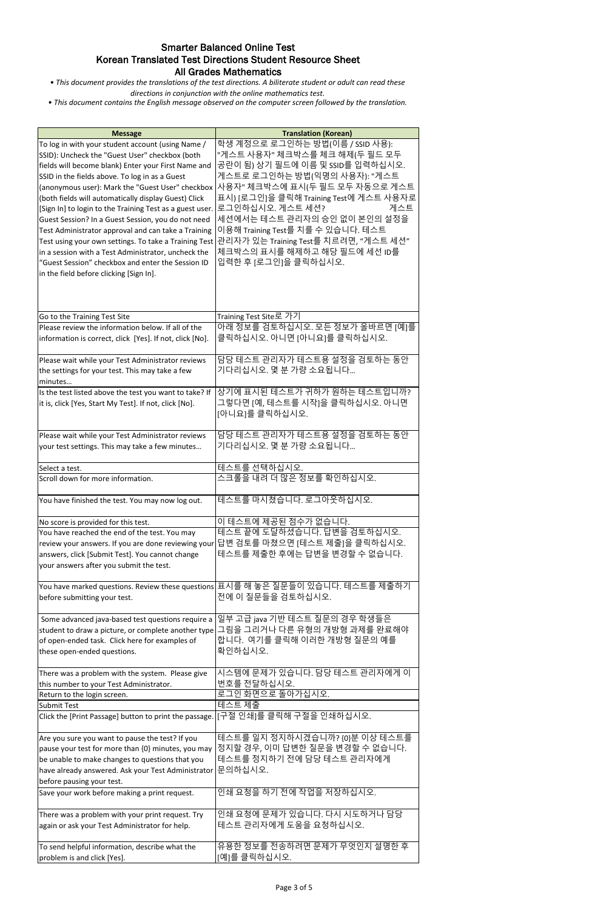# Smarter Balanced Online Test
# Korean Translated Test Directions Student Resource Sheet
# All Grades Mathematics

*• This document provides the translations of the test directions. A biliterate student or adult can read these directions in conjunction with the online mathematics test.*

*• This document contains the English message observed on the computer screen followed by the translation.*

| Message | Translation (Korean) |
|---|---|
| To log in with your student account (using Name / SSID): Uncheck the "Guest User" checkbox (both fields will become blank) Enter your First Name and SSID in the fields above. To log in as a Guest (anonymous user): Mark the "Guest User" checkbox (both fields will automatically display Guest) Click [Sign In] to login to the Training Test as a guest user. Guest Session? In a Guest Session, you do not need Test Administrator approval and can take a Training Test using your own settings. To take a Training Test in a session with a Test Administrator, uncheck the "Guest Session" checkbox and enter the Session ID in the field before clicking [Sign In]. | 학생 계정으로 로그인하는 방법(이름 / SSID 사용): "게스트 사용자" 체크박스를 체크 해제(두 필드 모두 공란이 됨) 상기 필드에 이름 및 SSID를 입력하십시오. 게스트로 로그인하는 방법(익명의 사용자): "게스트 사용자" 체크박스에 표시(두 필드 모두 자동으로 게스트 표시) [로그인]을 클릭해 Training Test에 게스트 사용자로 로그인하십시오. 게스트 세션? 게스트 세션에서는 테스트 관리자의 승인 없이 본인의 설정을 이용해 Training Test를 치를 수 있습니다. 테스트 관리자가 있는 Training Test를 치르려면, "게스트 세션" 체크박스의 표시를 해제하고 해당 필드에 세션 ID를 입력한 후 [로그인]을 클릭하십시오. |
| Go to the Training Test Site | Training Test Site로 가기 |
| Please review the information below. If all of the information is correct, click [Yes]. If not, click [No]. | 아래 정보를 검토하십시오. 모든 정보가 올바르면 [예]를 클릭하십시오. 아니면 [아니요]를 클릭하십시오. |
| Please wait while your Test Administrator reviews the settings for your test. This may take a few minutes… | 담당 테스트 관리자가 테스트용 설정을 검토하는 동안 기다리십시오. 몇 분 가량 소요됩니다… |
| Is the test listed above the test you want to take? If it is, click [Yes, Start My Test]. If not, click [No]. | 상기에 표시된 테스트가 귀하가 원하는 테스트입니까? 그렇다면 [예, 테스트를 시작]을 클릭하십시오. 아니면 [아니요]를 클릭하십시오. |
| Please wait while your Test Administrator reviews your test settings. This may take a few minutes… | 담당 테스트 관리자가 테스트용 설정을 검토하는 동안 기다리십시오. 몇 분 가량 소요됩니다… |
| Select a test. | 테스트를 선택하십시오. |
| Scroll down for more information. | 스크롤을 내려 더 많은 정보를 확인하십시오. |
| You have finished the test. You may now log out. | 테스트를 마시쳤습니다. 로그아웃하십시오. |
| No score is provided for this test. | 이 테스트에 제공된 점수가 없습니다. |
| You have reached the end of the test. You may review your answers. If you are done reviewing your answers, click [Submit Test]. You cannot change your answers after you submit the test. | 테스트 끝에 도달하셨습니다. 답변을 검토하십시오. 답변 검토를 마쳤으면 [테스트 제출]을 클릭하십시오. 테스트를 제출한 후에는 답변을 변경할 수 없습니다. |
| You have marked questions. Review these questions before submitting your test. | 표시를 해 놓은 질문들이 있습니다. 테스트를 제출하기 전에 이 질문들을 검토하십시오. |
| Some advanced java-based test questions require a student to draw a picture, or complete another type of open-ended task. Click here for examples of these open-ended questions. | 일부 고급 java 기반 테스트 질문의 경우 학생들은 그림을 그리거나 다른 유형의 개방형 과제를 완료해야 합니다. 여기를 클릭해 이러한 개방형 질문의 예를 확인하십시오. |
| There was a problem with the system. Please give this number to your Test Administrator. | 시스템에 문제가 있습니다. 담당 테스트 관리자에게 이 번호를 전달하십시오. |
| Return to the login screen. | 로그인 화면으로 돌아가십시오. |
| Submit Test | 테스트 제출 |
| Click the [Print Passage] button to print the passage. | [구절 인쇄]를 클릭해 구절을 인쇄하십시오. |
| Are you sure you want to pause the test? If you pause your test for more than {0} minutes, you may be unable to make changes to questions that you have already answered. Ask your Test Administrator before pausing your test. | 테스트를 일지 정지하시겠습니까? {0}분 이상 테스트를 정지할 경우, 이미 답변한 질문을 변경할 수 없습니다. 테스트를 정지하기 전에 담당 테스트 관리자에게 문의하십시오. |
| Save your work before making a print request. | 인쇄 요청을 하기 전에 작업을 저장하십시오. |
| There was a problem with your print request. Try again or ask your Test Administrator for help. | 인쇄 요청에 문제가 있습니다. 다시 시도하거나 담당 테스트 관리자에게 도움을 요청하십시오. |
| To send helpful information, describe what the problem is and click [Yes]. | 유용한 정보를 전송하려면 문제가 무엇인지 설명한 후 [예]를 클릭하십시오. |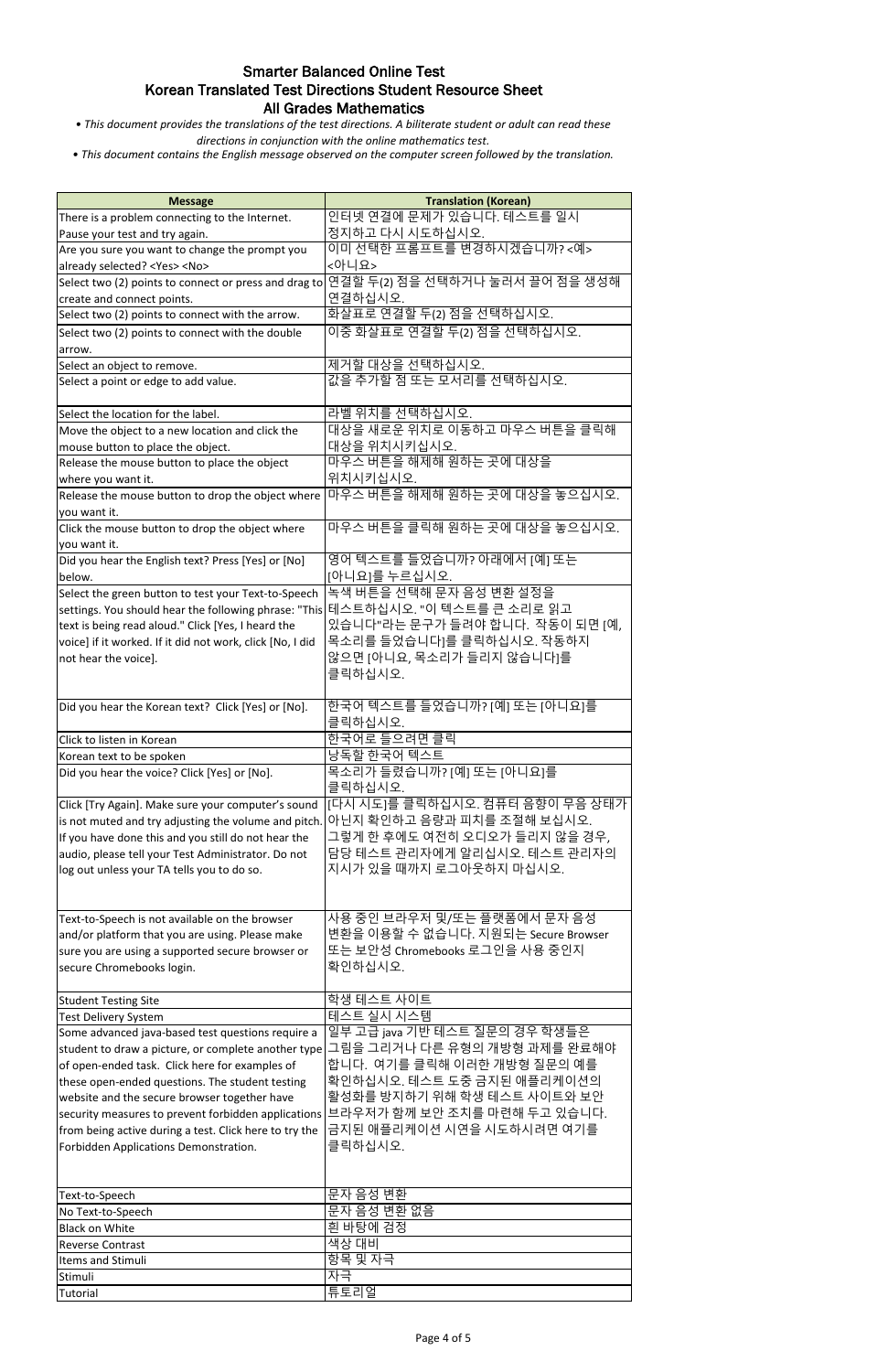# Smarter Balanced Online Test
## Korean Translated Test Directions Student Resource Sheet
### All Grades Mathematics

*• This document provides the translations of the test directions. A biliterate student or adult can read these directions in conjunction with the online mathematics test.*

*• This document contains the English message observed on the computer screen followed by the translation.*

| Message | Translation (Korean) |
|---|---|
| There is a problem connecting to the Internet. Pause your test and try again. | 인터넷 연결에 문제가 있습니다. 테스트를 일시 정지하고 다시 시도하십시오. |
| Are you sure you want to change the prompt you already selected? <Yes> <No> | 이미 선택한 프롬프트를 변경하시겠습니까? <예> <아니요> |
| Select two (2) points to connect or press and drag to create and connect points. | 연결할 두(2) 점을 선택하거나 눌러서 끌어 점을 생성해 연결하십시오. |
| Select two (2) points to connect with the arrow. | 화살표로 연결할 두(2) 점을 선택하십시오. |
| Select two (2) points to connect with the double arrow. | 이중 화살표로 연결할 두(2) 점을 선택하십시오. |
| Select an object to remove. | 제거할 대상을 선택하십시오. |
| Select a point or edge to add value. | 값을 추가할 점 또는 모서리를 선택하십시오. |
| Select the location for the label. | 라벨 위치를 선택하십시오. |
| Move the object to a new location and click the mouse button to place the object. | 대상을 새로운 위치로 이동하고 마우스 버튼을 클릭해 대상을 위치시키십시오. |
| Release the mouse button to place the object where you want it. | 마우스 버튼을 해제해 원하는 곳에 대상을 위치시키십시오. |
| Release the mouse button to drop the object where you want it. | 마우스 버튼을 해제해 원하는 곳에 대상을 놓으십시오. |
| Click the mouse button to drop the object where you want it. | 마우스 버튼을 클릭해 원하는 곳에 대상을 놓으십시오. |
| Did you hear the English text? Press [Yes] or [No] below. | 영어 텍스트를 들었습니까? 아래에서 [예] 또는 [아니요]를 누르십시오. |
| Select the green button to test your Text-to-Speech settings. You should hear the following phrase: "This text is being read aloud." Click [Yes, I heard the voice] if it worked. If it did not work, click [No, I did not hear the voice]. | 녹색 버튼을 선택해 문자 음성 변환 설정을 테스트하십시오. "이 텍스트를 큰 소리로 읽고 있습니다"라는 문구가 들려야 합니다. 작동이 되면 [예, 목소리를 들었습니다]를 클릭하십시오. 작동하지 않으면 [아니요, 목소리가 들리지 않습니다]를 클릭하십시오. |
| Did you hear the Korean text? Click [Yes] or [No]. | 한국어 텍스트를 들었습니까? [예] 또는 [아니요]를 클릭하십시오. |
| Click to listen in Korean | 한국어로 들으려면 클릭 |
| Korean text to be spoken | 낭독할 한국어 텍스트 |
| Did you hear the voice? Click [Yes] or [No]. | 목소리가 들렸습니까? [예] 또는 [아니요]를 클릭하십시오. |
| Click [Try Again]. Make sure your computer's sound is not muted and try adjusting the volume and pitch. If you have done this and you still do not hear the audio, please tell your Test Administrator. Do not log out unless your TA tells you to do so. | [다시 시도]를 클릭하십시오. 컴퓨터 음향이 무음 상태가 아닌지 확인하고 음량과 피치를 조절해 보십시오. 그렇게 한 후에도 여전히 오디오가 들리지 않을 경우, 담당 테스트 관리자에게 알리십시오. 테스트 관리자의 지시가 있을 때까지 로그아웃하지 마십시오. |
| Text-to-Speech is not available on the browser and/or platform that you are using. Please make sure you are using a supported secure browser or secure Chromebooks login. | 사용 중인 브라우저 및/또는 플랫폼에서 문자 음성 변환을 이용할 수 없습니다. 지원되는 Secure Browser 또는 보안성 Chromebooks 로그인을 사용 중인지 확인하십시오. |
| Student Testing Site | 학생 테스트 사이트 |
| Test Delivery System | 테스트 실시 시스템 |
| Some advanced java-based test questions require a student to draw a picture, or complete another type of open-ended task. Click here for examples of these open-ended questions. The student testing website and the secure browser together have security measures to prevent forbidden applications from being active during a test. Click here to try the Forbidden Applications Demonstration. | 일부 고급 java 기반 테스트 질문의 경우 학생들은 그림을 그리거나 다른 유형의 개방형 과제를 완료해야 합니다. 여기를 클릭해 이러한 개방형 질문의 예를 확인하십시오. 테스트 도중 금지된 애플리케이션의 활성화를 방지하기 위해 학생 테스트 사이트와 보안 브라우저가 함께 보안 조치를 마련해 두고 있습니다. 금지된 애플리케이션 시연을 시도하시려면 여기를 클릭하십시오. |
| Text-to-Speech | 문자 음성 변환 |
| No Text-to-Speech | 문자 음성 변환 없음 |
| Black on White | 흰 바탕에 검정 |
| Reverse Contrast | 색상 대비 |
| Items and Stimuli | 항목 및 자극 |
| Stimuli | 자극 |
| Tutorial | 튜토리얼 |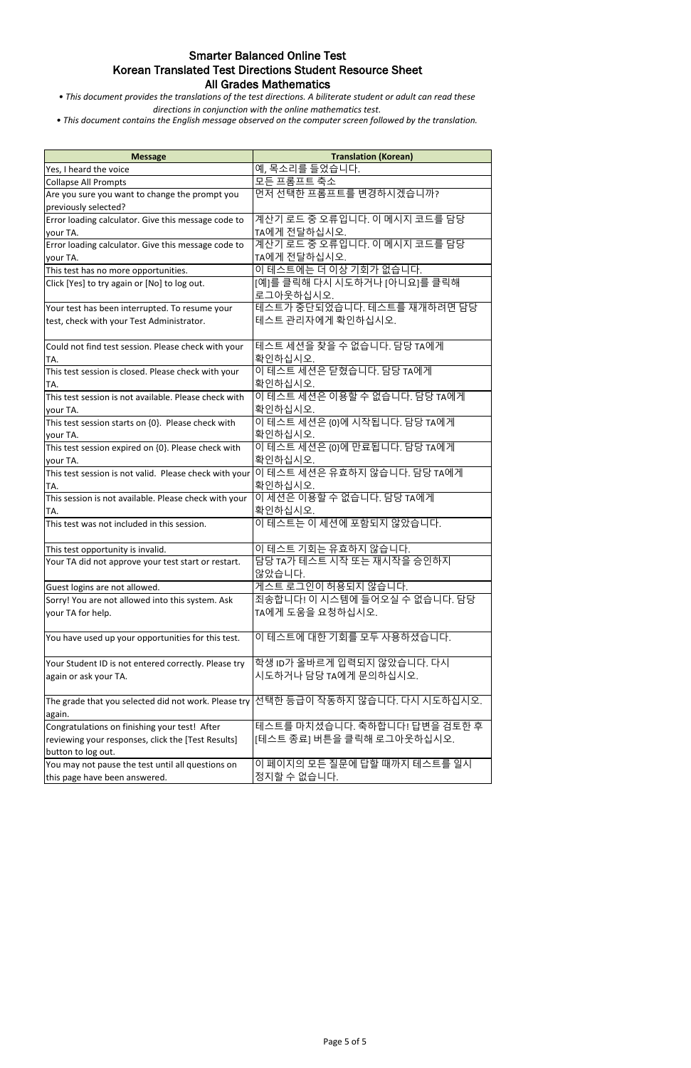# Smarter Balanced Online Test
## Korean Translated Test Directions Student Resource Sheet
## All Grades Mathematics

*• This document provides the translations of the test directions. A biliterate student or adult can read these directions in conjunction with the online mathematics test.*

*• This document contains the English message observed on the computer screen followed by the translation.*

| Message | Translation (Korean) |
|---|---|
| Yes, I heard the voice | 예, 목소리를 들었습니다. |
| Collapse All Prompts | 모든 프롬프트 축소 |
| Are you sure you want to change the prompt you previously selected? | 먼저 선택한 프롬프트를 변경하시겠습니까? |
| Error loading calculator. Give this message code to your TA. | 계산기 로드 중 오류입니다. 이 메시지 코드를 담당 TA에게 전달하십시오. |
| Error loading calculator. Give this message code to your TA. | 계산기 로드 중 오류입니다. 이 메시지 코드를 담당 TA에게 전달하십시오. |
| This test has no more opportunities. | 이 테스트에는 더 이상 기회가 없습니다. |
| Click [Yes] to try again or [No] to log out. | [예]를 클릭해 다시 시도하거나 [아니요]를 클릭해 로그아웃하십시오. |
| Your test has been interrupted. To resume your test, check with your Test Administrator. | 테스트가 중단되었습니다. 테스트를 재개하려면 담당 테스트 관리자에게 확인하십시오. |
| Could not find test session. Please check with your TA. | 테스트 세션을 찾을 수 없습니다. 담당 TA에게 확인하십시오. |
| This test session is closed. Please check with your TA. | 이 테스트 세션은 닫혔습니다. 담당 TA에게 확인하십시오. |
| This test session is not available. Please check with your TA. | 이 테스트 세션은 이용할 수 없습니다. 담당 TA에게 확인하십시오. |
| This test session starts on {0}. Please check with your TA. | 이 테스트 세션은 {0}에 시작됩니다. 담당 TA에게 확인하십시오. |
| This test session expired on {0}. Please check with your TA. | 이 테스트 세션은 {0}에 만료됩니다. 담당 TA에게 확인하십시오. |
| This test session is not valid. Please check with your TA. | 이 테스트 세션은 유효하지 않습니다. 담당 TA에게 확인하십시오. |
| This session is not available. Please check with your TA. | 이 세션은 이용할 수 없습니다. 담당 TA에게 확인하십시오. |
| This test was not included in this session. | 이 테스트는 이 세션에 포함되지 않았습니다. |
| This test opportunity is invalid. | 이 테스트 기회는 유효하지 않습니다. |
| Your TA did not approve your test start or restart. | 담당 TA가 테스트 시작 또는 재시작을 승인하지 않았습니다. |
| Guest logins are not allowed. | 게스트 로그인이 허용되지 않습니다. |
| Sorry! You are not allowed into this system. Ask your TA for help. | 죄송합니다! 이 시스템에 들어오실 수 없습니다. 담당 TA에게 도움을 요청하십시오. |
| You have used up your opportunities for this test. | 이 테스트에 대한 기회를 모두 사용하셨습니다. |
| Your Student ID is not entered correctly. Please try again or ask your TA. | 학생 ID가 올바르게 입력되지 않았습니다. 다시 시도하거나 담당 TA에게 문의하십시오. |
| The grade that you selected did not work. Please try again. | 선택한 등급이 작동하지 않습니다. 다시 시도하십시오. |
| Congratulations on finishing your test! After reviewing your responses, click the [Test Results] button to log out. | 테스트를 마치셨습니다. 축하합니다! 답변을 검토한 후 [테스트 종료] 버튼을 클릭해 로그아웃하십시오. |
| You may not pause the test until all questions on this page have been answered. | 이 페이지의 모든 질문에 답할 때까지 테스트를 일시 정지할 수 없습니다. |